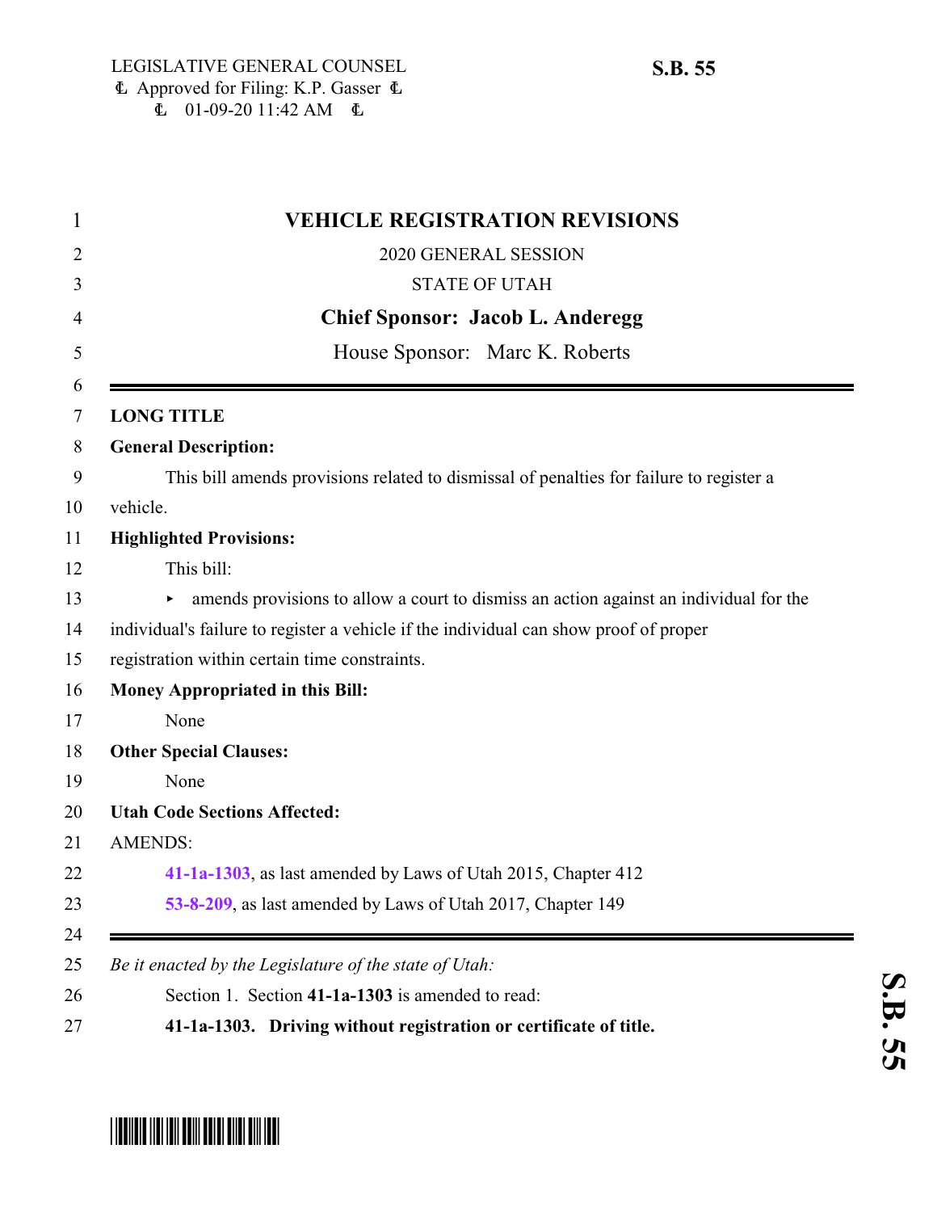LEGISLATIVE GENERAL COUNSEL
Ȼ Approved for Filing: K.P. Gasser Ȼ
Ȼ 01-09-20 11:42 AM Ȼ

**S.B. 55**

# VEHICLE REGISTRATION REVISIONS

2020 GENERAL SESSION

STATE OF UTAH

**Chief Sponsor: Jacob L. Anderegg**

House Sponsor: Marc K. Roberts

---

**LONG TITLE**

**General Description:**

This bill amends provisions related to dismissal of penalties for failure to register a vehicle.

**Highlighted Provisions:**

This bill:

- amends provisions to allow a court to dismiss an action against an individual for the individual's failure to register a vehicle if the individual can show proof of proper registration within certain time constraints.

**Money Appropriated in this Bill:**

None

**Other Special Clauses:**

None

**Utah Code Sections Affected:**

AMENDS:

**41-1a-1303**, as last amended by Laws of Utah 2015, Chapter 412

**53-8-209**, as last amended by Laws of Utah 2017, Chapter 149

---

*Be it enacted by the Legislature of the state of Utah:*

Section 1. Section **41-1a-1303** is amended to read:

**41-1a-1303. Driving without registration or certificate of title.**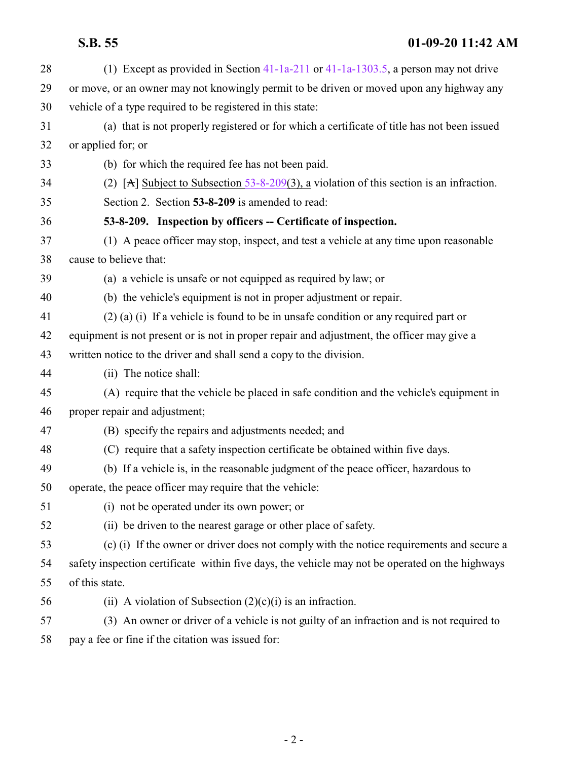28 (1) Except as provided in Section 41-1a-211 or 41-1a-1303.5, a person may not drive
29 or move, or an owner may not knowingly permit to be driven or moved upon any highway any
30 vehicle of a type required to be registered in this state:

31 (a) that is not properly registered or for which a certificate of title has not been issued
32 or applied for; or

33 (b) for which the required fee has not been paid.

34 (2) [~~A~~] Subject to Subsection 53-8-209(3), a violation of this section is an infraction.

35 Section 2. Section **53-8-209** is amended to read:

36 **53-8-209. Inspection by officers -- Certificate of inspection.**

37 (1) A peace officer may stop, inspect, and test a vehicle at any time upon reasonable
38 cause to believe that:

39 (a) a vehicle is unsafe or not equipped as required by law; or

40 (b) the vehicle's equipment is not in proper adjustment or repair.

41 (2) (a) (i) If a vehicle is found to be in unsafe condition or any required part or
42 equipment is not present or is not in proper repair and adjustment, the officer may give a
43 written notice to the driver and shall send a copy to the division.

44 (ii) The notice shall:

45 (A) require that the vehicle be placed in safe condition and the vehicle's equipment in
46 proper repair and adjustment;

47 (B) specify the repairs and adjustments needed; and

48 (C) require that a safety inspection certificate be obtained within five days.

49 (b) If a vehicle is, in the reasonable judgment of the peace officer, hazardous to
50 operate, the peace officer may require that the vehicle:

51 (i) not be operated under its own power; or

52 (ii) be driven to the nearest garage or other place of safety.

53 (c) (i) If the owner or driver does not comply with the notice requirements and secure a
54 safety inspection certificate within five days, the vehicle may not be operated on the highways
55 of this state.

56 (ii) A violation of Subsection (2)(c)(i) is an infraction.

57 (3) An owner or driver of a vehicle is not guilty of an infraction and is not required to
58 pay a fee or fine if the citation was issued for: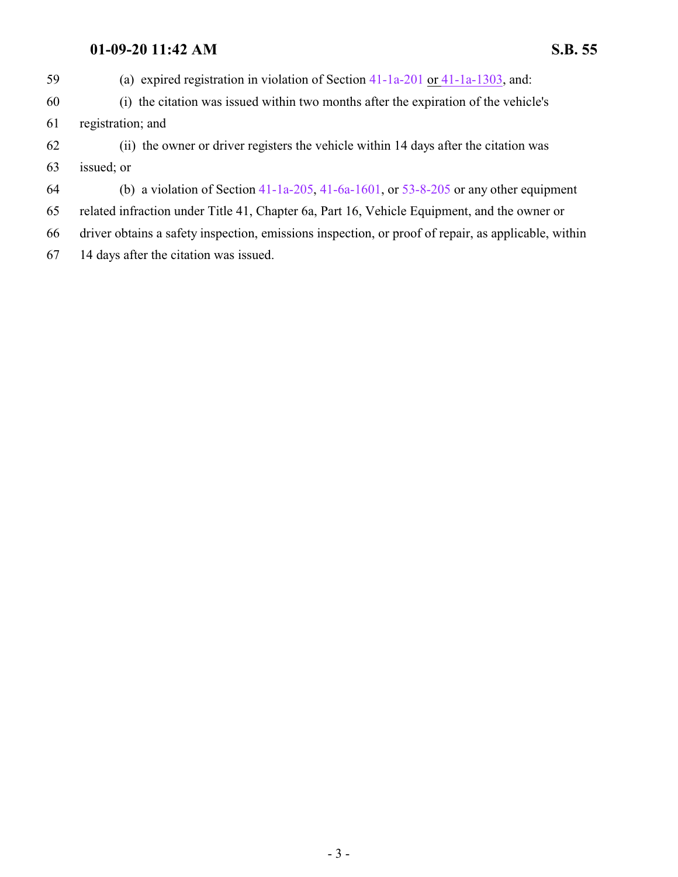(a) expired registration in violation of Section 41-1a-201 or 41-1a-1303, and:

(i) the citation was issued within two months after the expiration of the vehicle's registration; and

(ii) the owner or driver registers the vehicle within 14 days after the citation was issued; or

(b) a violation of Section 41-1a-205, 41-6a-1601, or 53-8-205 or any other equipment related infraction under Title 41, Chapter 6a, Part 16, Vehicle Equipment, and the owner or driver obtains a safety inspection, emissions inspection, or proof of repair, as applicable, within 14 days after the citation was issued.